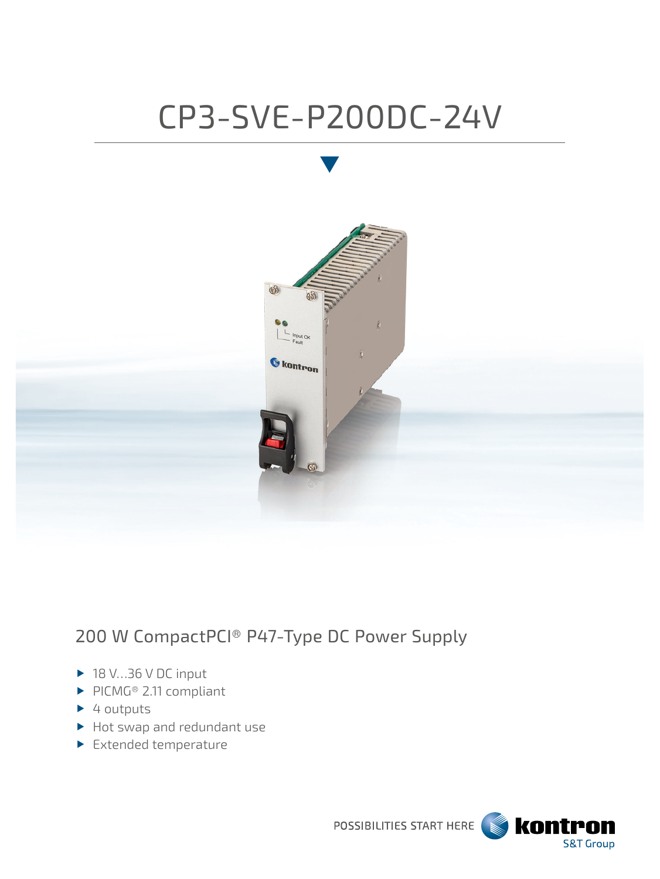# CP3-SVE-P200DC-24V

## 200 W CompactPCI® P47-Type DC Power Supply

- 18 V...36 V DC input
- PICMG® 2.11 compliant
- 4 outputs
- Hot swap and redundant use
- Extended temperature

POSSIBILITIES START HERE kontron S&T Group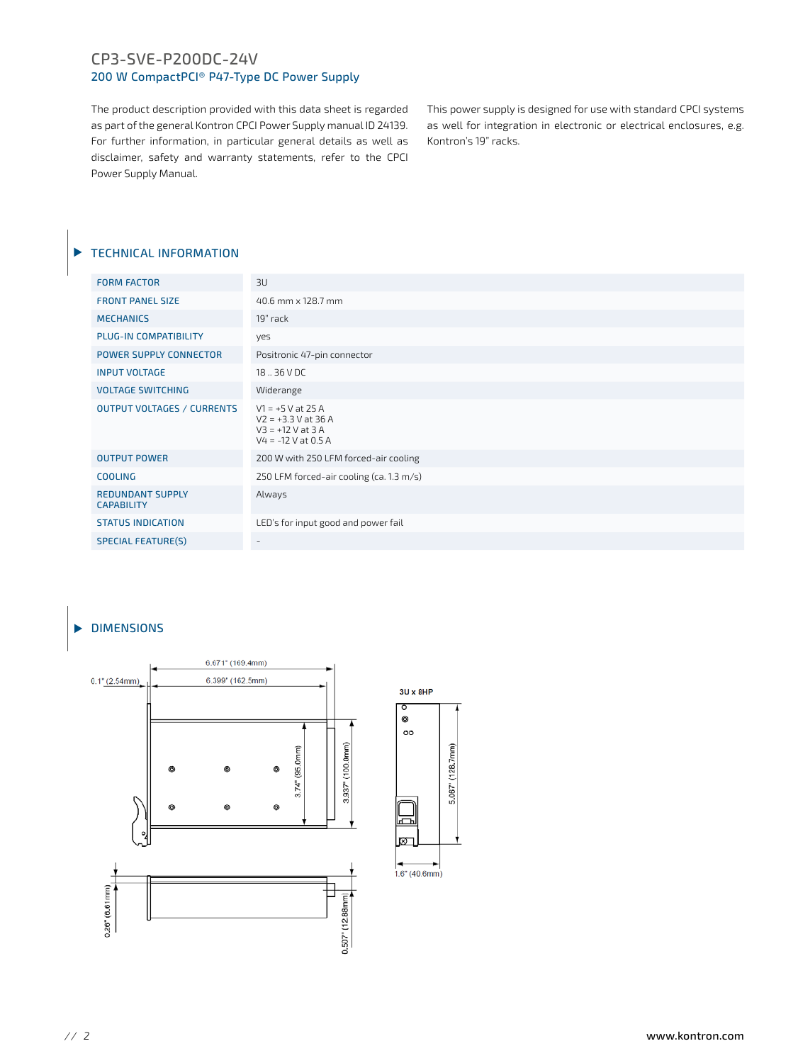# CP3-SVE-P200DC-24V

## 200 W CompactPCI® P47-Type DC Power Supply

The product description provided with this data sheet is regarded as part of the general Kontron CPCI Power Supply manual ID 24139. For further information, in particular general details as well as disclaimer, safety and warranty statements, refer to the CPCI Power Supply Manual.

This power supply is designed for use with standard CPCI systems as well for integration in electronic or electrical enclosures, e.g. Kontron's 19" racks.

## TECHNICAL INFORMATION

| | |
|---|---|
| FORM FACTOR | 3U |
| FRONT PANEL SIZE | 40.6 mm x 128.7 mm |
| MECHANICS | 19" rack |
| PLUG-IN COMPATIBILITY | yes |
| POWER SUPPLY CONNECTOR | Positronic 47-pin connector |
| INPUT VOLTAGE | 18 .. 36 V DC |
| VOLTAGE SWITCHING | Widerange |
| OUTPUT VOLTAGES / CURRENTS | V1 = +5 V at 25 A<br>V2 = +3.3 V at 36 A<br>V3 = +12 V at 3 A<br>V4 = -12 V at 0.5 A |
| OUTPUT POWER | 200 W with 250 LFM forced-air cooling |
| COOLING | 250 LFM forced-air cooling (ca. 1.3 m/s) |
| REDUNDANT SUPPLY CAPABILITY | Always |
| STATUS INDICATION | LED's for input good and power fail |
| SPECIAL FEATURE(S) | - |

## DIMENSIONS

6.671" (169.4mm)
0.1" (2.54mm)
6.399" (162.5mm)
3.74" (95.0mm)
3.937" (100.0mm)
0.26" (6.61mm)
0.507" (12.88mm)
3U x 8HP
5.067" (128.7mm)
1.6" (40.6mm)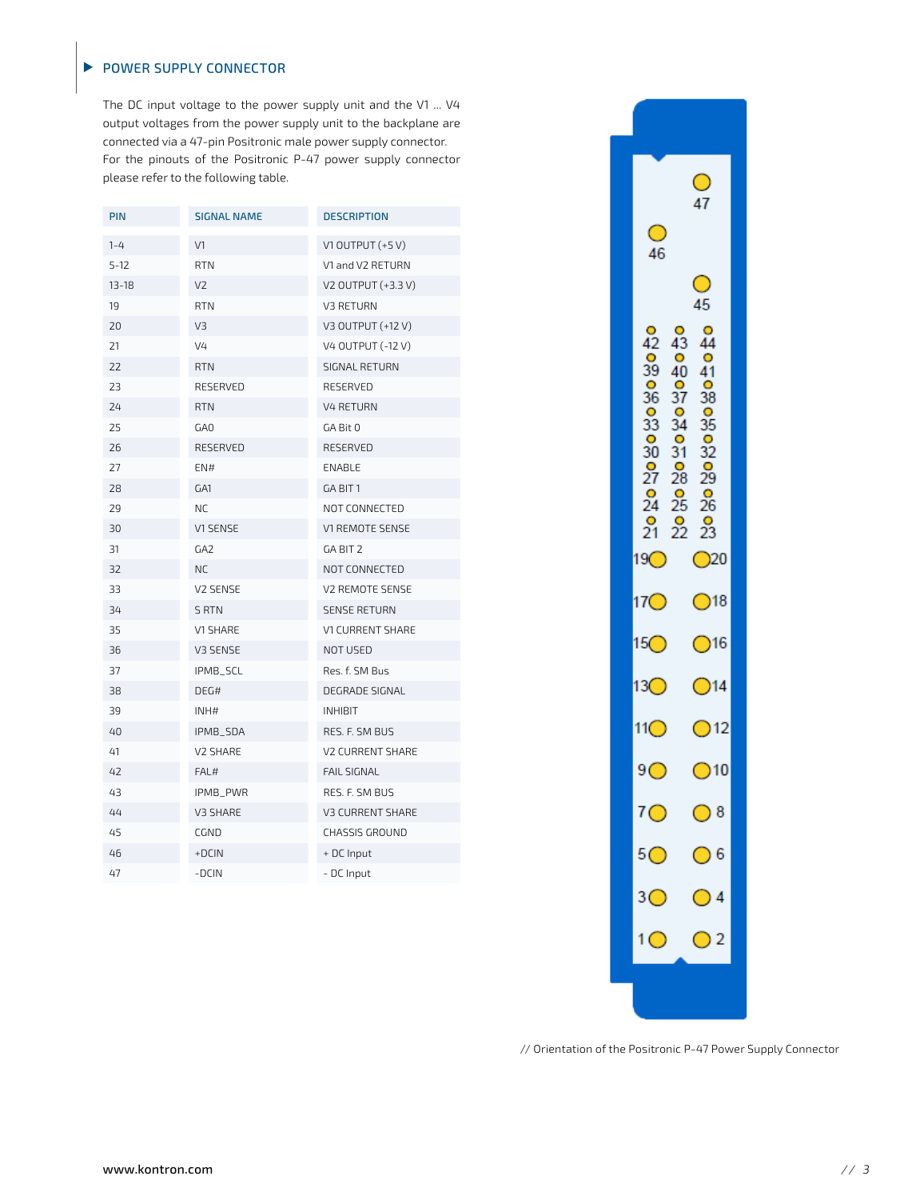## POWER SUPPLY CONNECTOR

The DC input voltage to the power supply unit and the V1 ... V4 output voltages from the power supply unit to the backplane are connected via a 47-pin Positronic male power supply connector. For the pinouts of the Positronic P-47 power supply connector please refer to the following table.

| PIN | SIGNAL NAME | DESCRIPTION |
|---|---|---|
| 1-4 | V1 | V1 OUTPUT (+5 V) |
| 5-12 | RTN | V1 and V2 RETURN |
| 13-18 | V2 | V2 OUTPUT (+3.3 V) |
| 19 | RTN | V3 RETURN |
| 20 | V3 | V3 OUTPUT (+12 V) |
| 21 | V4 | V4 OUTPUT (-12 V) |
| 22 | RTN | SIGNAL RETURN |
| 23 | RESERVED | RESERVED |
| 24 | RTN | V4 RETURN |
| 25 | GA0 | GA Bit 0 |
| 26 | RESERVED | RESERVED |
| 27 | EN# | ENABLE |
| 28 | GA1 | GA BIT 1 |
| 29 | NC | NOT CONNECTED |
| 30 | V1 SENSE | V1 REMOTE SENSE |
| 31 | GA2 | GA BIT 2 |
| 32 | NC | NOT CONNECTED |
| 33 | V2 SENSE | V2 REMOTE SENSE |
| 34 | S RTN | SENSE RETURN |
| 35 | V1 SHARE | V1 CURRENT SHARE |
| 36 | V3 SENSE | NOT USED |
| 37 | IPMB_SCL | Res. f. SM Bus |
| 38 | DEG# | DEGRADE SIGNAL |
| 39 | INH# | INHIBIT |
| 40 | IPMB_SDA | RES. F. SM BUS |
| 41 | V2 SHARE | V2 CURRENT SHARE |
| 42 | FAL# | FAIL SIGNAL |
| 43 | IPMB_PWR | RES. F. SM BUS |
| 44 | V3 SHARE | V3 CURRENT SHARE |
| 45 | CGND | CHASSIS GROUND |
| 46 | +DCIN | + DC Input |
| 47 | -DCIN | - DC Input |

// Orientation of the Positronic P-47 Power Supply Connector

www.kontron.com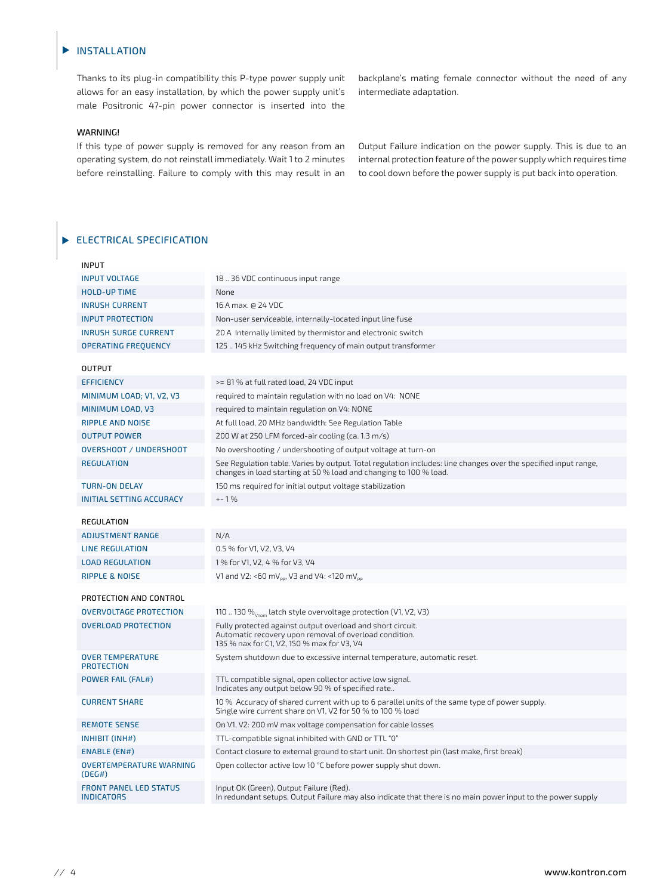## INSTALLATION

Thanks to its plug-in compatibility this P-type power supply unit allows for an easy installation, by which the power supply unit's male Positronic 47-pin power connector is inserted into the backplane's mating female connector without the need of any intermediate adaptation.

**WARNING!**

If this type of power supply is removed for any reason from an operating system, do not reinstall immediately. Wait 1 to 2 minutes before reinstalling. Failure to comply with this may result in an Output Failure indication on the power supply. This is due to an internal protection feature of the power supply which requires time to cool down before the power supply is put back into operation.

## ELECTRICAL SPECIFICATION

| INPUT | |
|---|---|
| INPUT VOLTAGE | 18 .. 36 VDC continuous input range |
| HOLD-UP TIME | None |
| INRUSH CURRENT | 16 A max. @ 24 VDC |
| INPUT PROTECTION | Non-user serviceable, internally-located input line fuse |
| INRUSH SURGE CURRENT | 20 A Internally limited by thermistor and electronic switch |
| OPERATING FREQUENCY | 125 .. 145 kHz Switching frequency of main output transformer |

| OUTPUT | |
|---|---|
| EFFICIENCY | >= 81 % at full rated load, 24 VDC input |
| MINIMUM LOAD; V1, V2, V3 | required to maintain regulation with no load on V4: NONE |
| MINIMUM LOAD, V3 | required to maintain regulation on V4: NONE |
| RIPPLE AND NOISE | At full load, 20 MHz bandwidth: See Regulation Table |
| OUTPUT POWER | 200 W at 250 LFM forced-air cooling (ca. 1.3 m/s) |
| OVERSHOOT / UNDERSHOOT | No overshooting / undershooting of output voltage at turn-on |
| REGULATION | See Regulation table. Varies by output. Total regulation includes: line changes over the specified input range, changes in load starting at 50 % load and changing to 100 % load. |
| TURN-ON DELAY | 150 ms required for initial output voltage stabilization |
| INITIAL SETTING ACCURACY | +- 1 % |

| REGULATION | |
|---|---|
| ADJUSTMENT RANGE | N/A |
| LINE REGULATION | 0.5 % for V1, V2, V3, V4 |
| LOAD REGULATION | 1 % for V1, V2, 4 % for V3, V4 |
| RIPPLE & NOISE | V1 and V2: <60 $mV_{pp}$, V3 and V4: <120 $mV_{pp}$ |

| PROTECTION AND CONTROL | |
|---|---|
| OVERVOLTAGE PROTECTION | 110 .. 130 $\%_{Vnom}$ latch style overvoltage protection (V1, V2, V3) |
| OVERLOAD PROTECTION | Fully protected against output overload and short circuit.<br>Automatic recovery upon removal of overload condition.<br>135 % nax for C1, V2, 150 % max for V3, V4 |
| OVER TEMPERATURE PROTECTION | System shutdown due to excessive internal temperature, automatic reset. |
| POWER FAIL (FAL#) | TTL compatible signal, open collector active low signal.<br>Indicates any output below 90 % of specified rate.. |
| CURRENT SHARE | 10 % Accuracy of shared current with up to 6 parallel units of the same type of power supply.<br>Single wire current share on V1, V2 for 50 % to 100 % load |
| REMOTE SENSE | On V1, V2: 200 mV max voltage compensation for cable losses |
| INHIBIT (INH#) | TTL-compatible signal inhibited with GND or TTL "0" |
| ENABLE (EN#) | Contact closure to external ground to start unit. On shortest pin (last make, first break) |
| OVERTEMPERATURE WARNING (DEG#) | Open collector active low 10 °C before power supply shut down. |
| FRONT PANEL LED STATUS INDICATORS | Input OK (Green), Output Failure (Red).<br>In redundant setups, Output Failure may also indicate that there is no main power input to the power supply |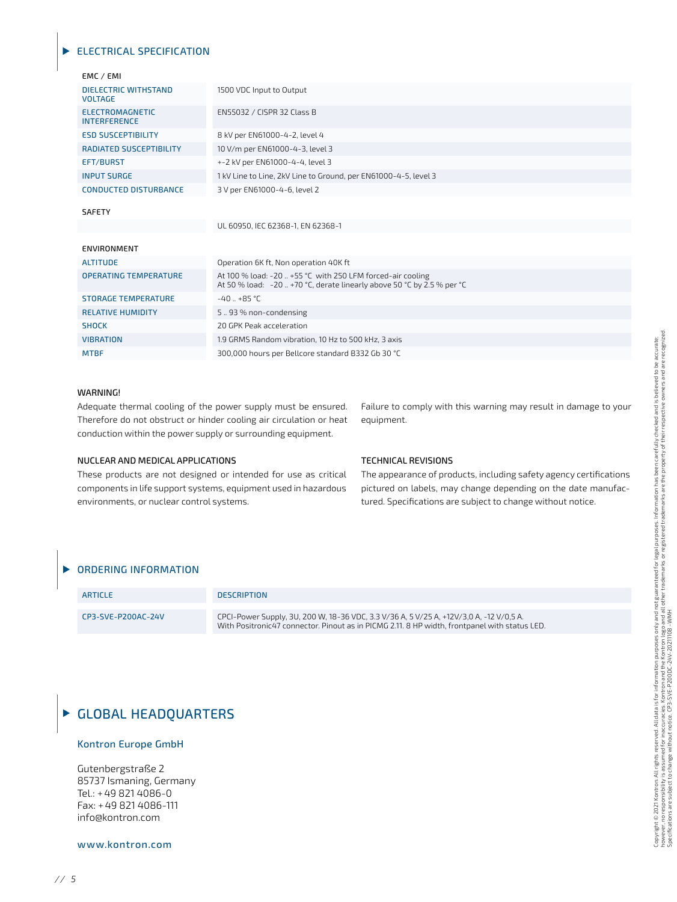## ELECTRICAL SPECIFICATION

**EMC / EMI**

| | |
|---|---|
| DIELECTRIC WITHSTAND VOLTAGE | 1500 VDC Input to Output |
| ELECTROMAGNETIC INTERFERENCE | EN55032 / CISPR 32 Class B |
| ESD SUSCEPTIBILITY | 8 kV per EN61000-4-2, level 4 |
| RADIATED SUSCEPTIBILITY | 10 V/m per EN61000-4-3, level 3 |
| EFT/BURST | +-2 kV per EN61000-4-4, level 3 |
| INPUT SURGE | 1 kV Line to Line, 2kV Line to Ground, per EN61000-4-5, level 3 |
| CONDUCTED DISTURBANCE | 3 V per EN61000-4-6, level 2 |

**SAFETY**

| | |
|---|---|
| | UL 60950, IEC 62368-1, EN 62368-1 |

**ENVIRONMENT**

| | |
|---|---|
| ALTITUDE | Operation 6K ft, Non operation 40K ft |
| OPERATING TEMPERATURE | At 100 % load: -20 .. +55 °C with 250 LFM forced-air cooling<br>At 50 % load: -20 .. +70 °C, derate linearly above 50 °C by 2.5 % per °C |
| STORAGE TEMPERATURE | -40 .. +85 °C |
| RELATIVE HUMIDITY | 5 .. 93 % non-condensing |
| SHOCK | 20 GPK Peak acceleration |
| VIBRATION | 1.9 GRMS Random vibration, 10 Hz to 500 kHz, 3 axis |
| MTBF | 300,000 hours per Bellcore standard B332 Gb 30 °C |

### WARNING!

Adequate thermal cooling of the power supply must be ensured. Therefore do not obstruct or hinder cooling air circulation or heat conduction within the power supply or surrounding equipment. Failure to comply with this warning may result in damage to your equipment.

### NUCLEAR AND MEDICAL APPLICATIONS

These products are not designed or intended for use as critical components in life support systems, equipment used in hazardous environments, or nuclear control systems.

### TECHNICAL REVISIONS

The appearance of products, including safety agency certifications pictured on labels, may change depending on the date manufactured. Specifications are subject to change without notice.

## ORDERING INFORMATION

| ARTICLE | DESCRIPTION |
|---|---|
| CP3-SVE-P200AC-24V | CPCI-Power Supply, 3U, 200 W, 18-36 VDC, 3.3 V/36 A, 5 V/25 A, +12V/3,0 A, -12 V/0,5 A.<br>With Positronic47 connector. Pinout as in PICMG 2.11. 8 HP width, frontpanel with status LED. |

## GLOBAL HEADQUARTERS

**Kontron Europe GmbH**

Gutenbergstraße 2
85737 Ismaning, Germany
Tel.: + 49 821 4086-0
Fax: + 49 821 4086-111
info@kontron.com

www.kontron.com

Copyright © 2021 Kontron. All rights reserved. All data is for information purposes only and not guaranteed for legal purposes. Information has been carefully checked and is believed to be accurate; however, no responsibility is assumed for inaccuracies. Kontron and the Kontron logo and all other trademarks or registered trademarks are the property of their respective owners and are recognized. Specifications are subject to change without notice. CP3-SVE-P200DC-24V-20211108 -WMH